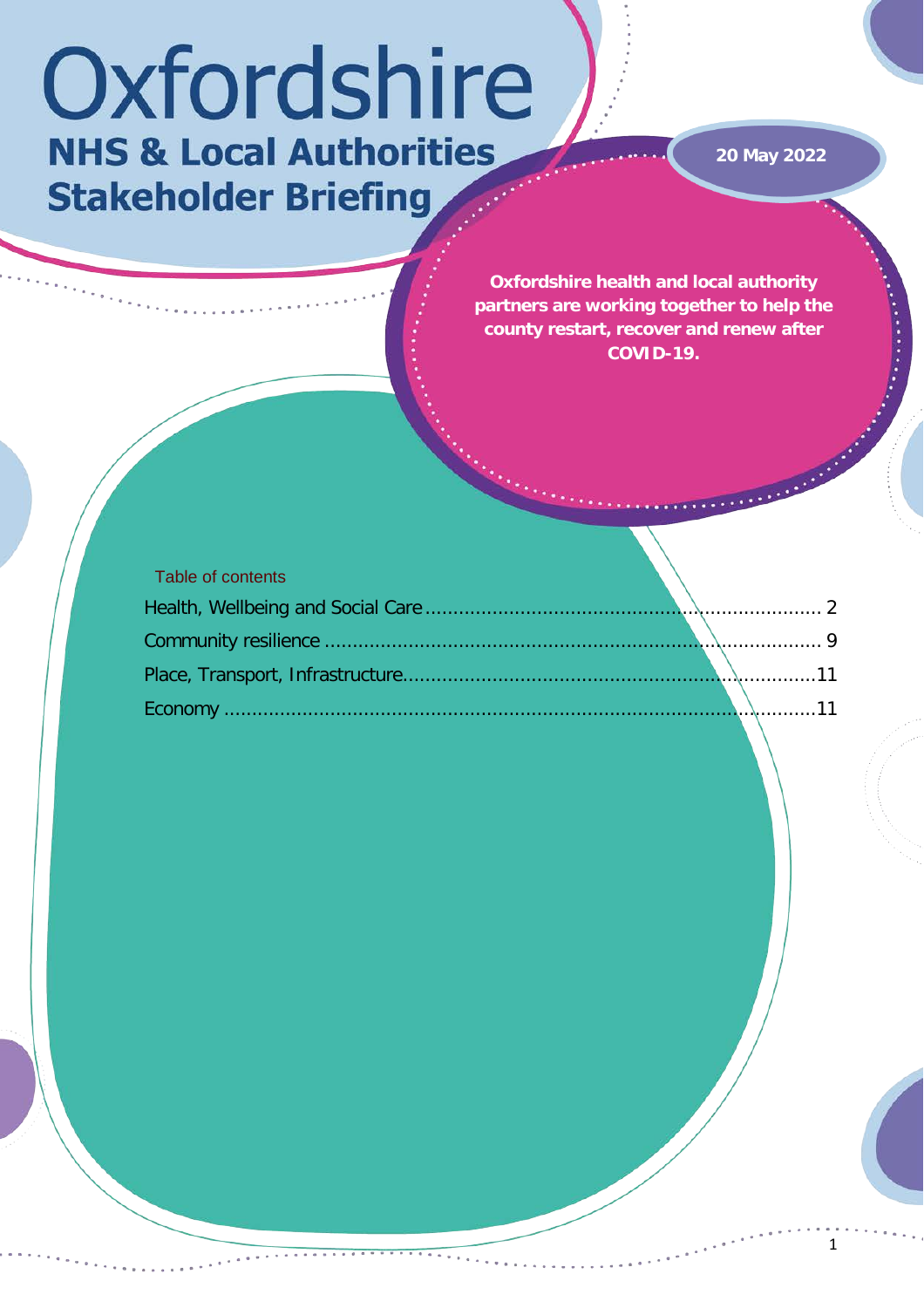# Oxfordshire

## NHS & Local Authorities Stakeholder Briefing

**20 May 2022**

**Oxfordshire health and local authority partners are working together to help the county restart, recover and renew after COVID-19.**

Table of contents

Health, Wellbeing and Social Care ........................................ 2

Community resilience ........................................ 9

Place, Transport, Infrastructure ........................................ 11

Economy ........................................ 11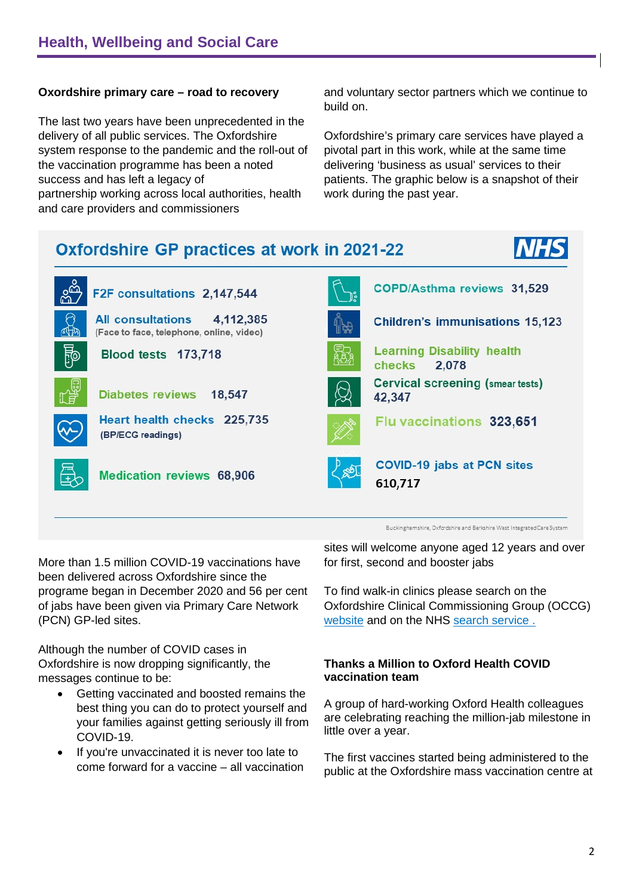## Health, Wellbeing and Social Care

**Oxordshire primary care – road to recovery**

The last two years have been unprecedented in the delivery of all public services. The Oxfordshire system response to the pandemic and the roll-out of the vaccination programme has been a noted success and has left a legacy of partnership working across local authorities, health and care providers and commissioners and voluntary sector partners which we continue to build on.

Oxfordshire's primary care services have played a pivotal part in this work, while at the same time delivering 'business as usual' services to their patients. The graphic below is a snapshot of their work during the past year.

### Oxfordshire GP practices at work in 2021-22

NHS

- F2F consultations 2,147,544
- All consultations 4,112,385 (Face to face, telephone, online, video)
- Blood tests 173,718
- Diabetes reviews 18,547
- Heart health checks 225,735 (BP/ECG readings)
- Medication reviews 68,906
- COPD/Asthma reviews 31,529
- Children's immunisations 15,123
- Learning Disability health checks 2,078
- Cervical screening (smear tests) 42,347
- Flu vaccinations 323,651
- COVID-19 jabs at PCN sites 610,717

Buckinghamshire, Oxfordshire and Berkshire West Integrated Care System

More than 1.5 million COVID-19 vaccinations have been delivered across Oxfordshire since the programe began in December 2020 and 56 per cent of jabs have been given via Primary Care Network (PCN) GP-led sites.

Although the number of COVID cases in Oxfordshire is now dropping significantly, the messages continue to be:

- Getting vaccinated and boosted remains the best thing you can do to protect yourself and your families against getting seriously ill from COVID-19.
- If you're unvaccinated it is never too late to come forward for a vaccine – all vaccination sites will welcome anyone aged 12 years and over for first, second and booster jabs

To find walk-in clinics please search on the Oxfordshire Clinical Commissioning Group (OCCG) website and on the NHS search service .

**Thanks a Million to Oxford Health COVID vaccination team**

A group of hard-working Oxford Health colleagues are celebrating reaching the million-jab milestone in little over a year.

The first vaccines started being administered to the public at the Oxfordshire mass vaccination centre at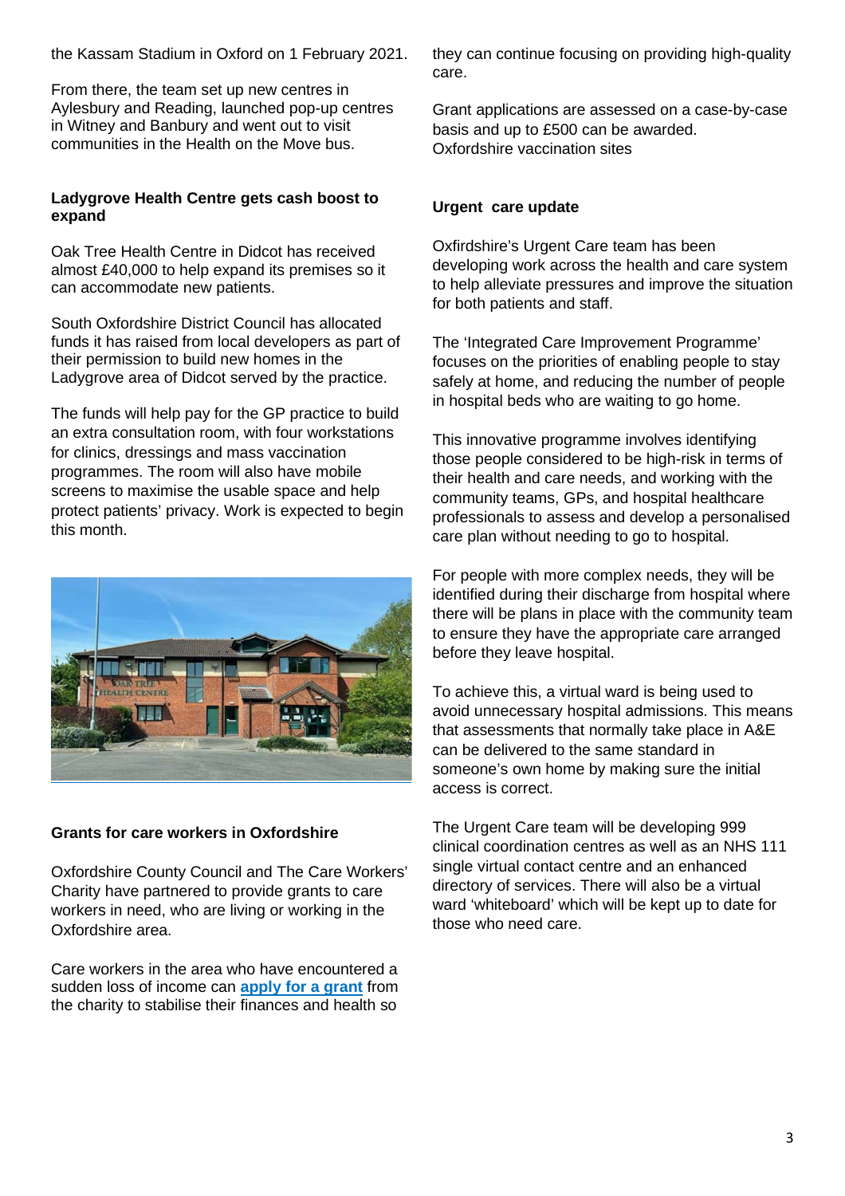the Kassam Stadium in Oxford on 1 February 2021.

From there, the team set up new centres in Aylesbury and Reading, launched pop-up centres in Witney and Banbury and went out to visit communities in the Health on the Move bus.

**Ladygrove Health Centre gets cash boost to expand**

Oak Tree Health Centre in Didcot has received almost £40,000 to help expand its premises so it can accommodate new patients.

South Oxfordshire District Council has allocated funds it has raised from local developers as part of their permission to build new homes in the Ladygrove area of Didcot served by the practice.

The funds will help pay for the GP practice to build an extra consultation room, with four workstations for clinics, dressings and mass vaccination programmes. The room will also have mobile screens to maximise the usable space and help protect patients' privacy. Work is expected to begin this month.

**Grants for care workers in Oxfordshire**

Oxfordshire County Council and The Care Workers' Charity have partnered to provide grants to care workers in need, who are living or working in the Oxfordshire area.

Care workers in the area who have encountered a sudden loss of income can **apply for a grant** from the charity to stabilise their finances and health so they can continue focusing on providing high-quality care.

Grant applications are assessed on a case-by-case basis and up to £500 can be awarded.
Oxfordshire vaccination sites

**Urgent care update**

Oxfirdshire's Urgent Care team has been developing work across the health and care system to help alleviate pressures and improve the situation for both patients and staff.

The 'Integrated Care Improvement Programme' focuses on the priorities of enabling people to stay safely at home, and reducing the number of people in hospital beds who are waiting to go home.

This innovative programme involves identifying those people considered to be high-risk in terms of their health and care needs, and working with the community teams, GPs, and hospital healthcare professionals to assess and develop a personalised care plan without needing to go to hospital.

For people with more complex needs, they will be identified during their discharge from hospital where there will be plans in place with the community team to ensure they have the appropriate care arranged before they leave hospital.

To achieve this, a virtual ward is being used to avoid unnecessary hospital admissions. This means that assessments that normally take place in A&E can be delivered to the same standard in someone's own home by making sure the initial access is correct.

The Urgent Care team will be developing 999 clinical coordination centres as well as an NHS 111 single virtual contact centre and an enhanced directory of services. There will also be a virtual ward 'whiteboard' which will be kept up to date for those who need care.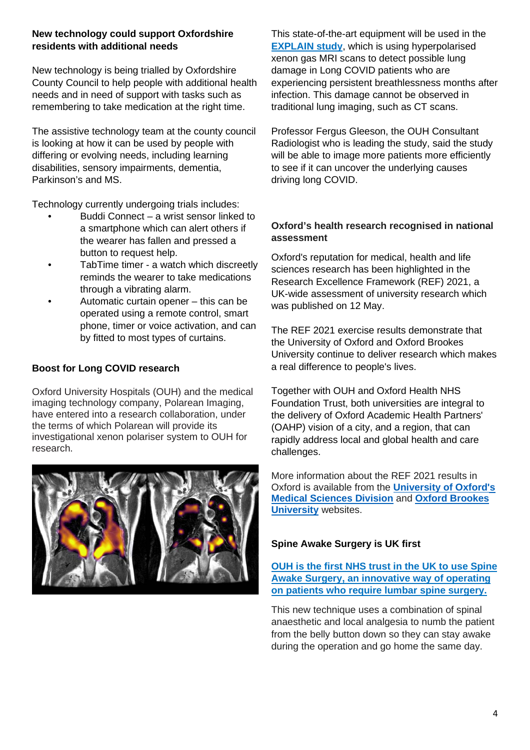**New technology could support Oxfordshire residents with additional needs**

New technology is being trialled by Oxfordshire County Council to help people with additional health needs and in need of support with tasks such as remembering to take medication at the right time.

The assistive technology team at the county council is looking at how it can be used by people with differing or evolving needs, including learning disabilities, sensory impairments, dementia, Parkinson's and MS.

Technology currently undergoing trials includes:

- Buddi Connect – a wrist sensor linked to a smartphone which can alert others if the wearer has fallen and pressed a button to request help.
- TabTime timer - a watch which discreetly reminds the wearer to take medications through a vibrating alarm.
- Automatic curtain opener – this can be operated using a remote control, smart phone, timer or voice activation, and can by fitted to most types of curtains.

**Boost for Long COVID research**

Oxford University Hospitals (OUH) and the medical imaging technology company, Polarean Imaging, have entered into a research collaboration, under the terms of which Polarean will provide its investigational xenon polariser system to OUH for research.

This state-of-the-art equipment will be used in the **EXPLAIN study**, which is using hyperpolarised xenon gas MRI scans to detect possible lung damage in Long COVID patients who are experiencing persistent breathlessness months after infection. This damage cannot be observed in traditional lung imaging, such as CT scans.

Professor Fergus Gleeson, the OUH Consultant Radiologist who is leading the study, said the study will be able to image more patients more efficiently to see if it can uncover the underlying causes driving long COVID.

**Oxford's health research recognised in national assessment**

Oxford's reputation for medical, health and life sciences research has been highlighted in the Research Excellence Framework (REF) 2021, a UK-wide assessment of university research which was published on 12 May.

The REF 2021 exercise results demonstrate that the University of Oxford and Oxford Brookes University continue to deliver research which makes a real difference to people's lives.

Together with OUH and Oxford Health NHS Foundation Trust, both universities are integral to the delivery of Oxford Academic Health Partners' (OAHP) vision of a city, and a region, that can rapidly address local and global health and care challenges.

More information about the REF 2021 results in Oxford is available from the **University of Oxford's Medical Sciences Division** and **Oxford Brookes University** websites.

**Spine Awake Surgery is UK first**

**OUH is the first NHS trust in the UK to use Spine Awake Surgery, an innovative way of operating on patients who require lumbar spine surgery.**

This new technique uses a combination of spinal anaesthetic and local analgesia to numb the patient from the belly button down so they can stay awake during the operation and go home the same day.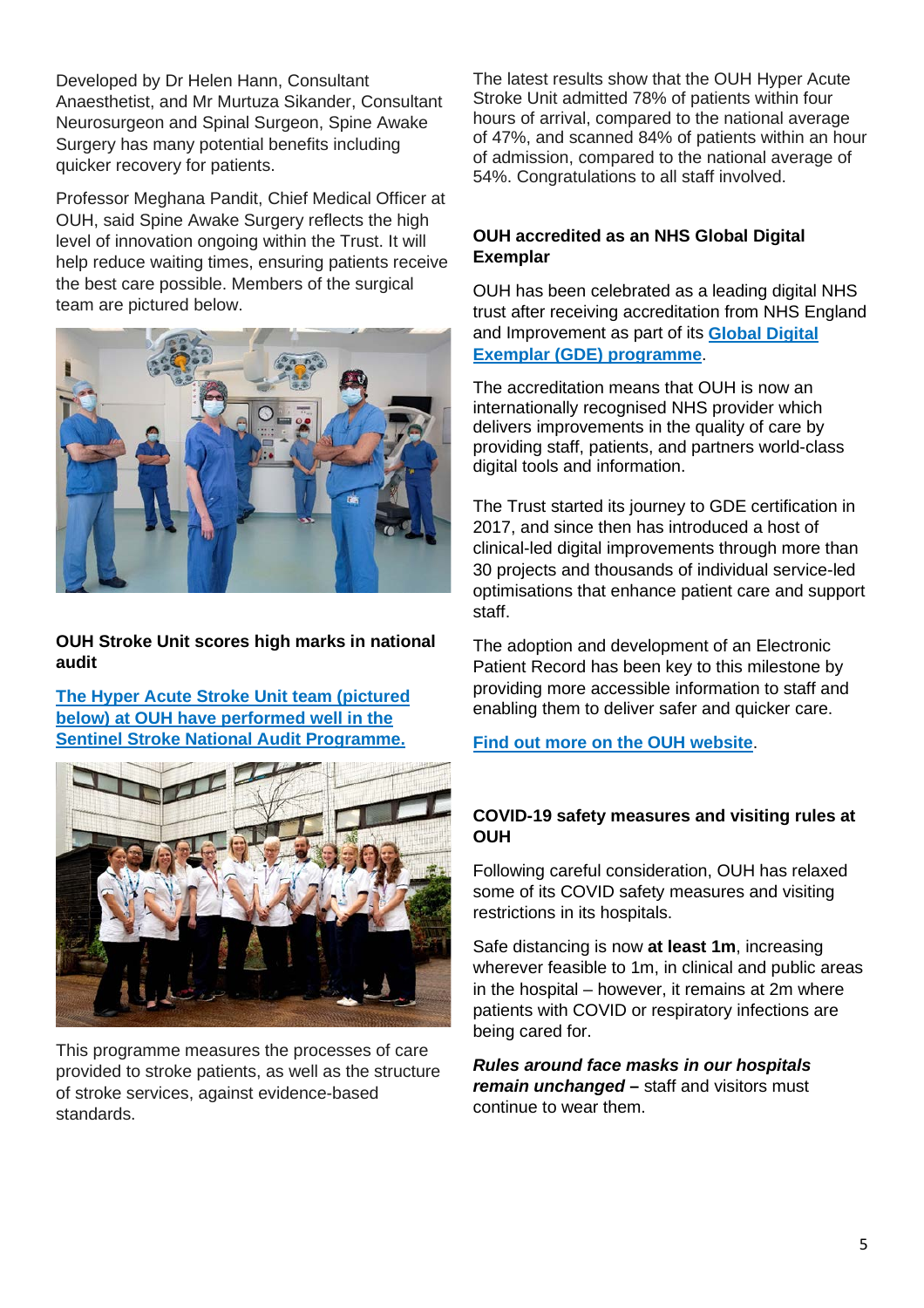Developed by Dr Helen Hann, Consultant Anaesthetist, and Mr Murtuza Sikander, Consultant Neurosurgeon and Spinal Surgeon, Spine Awake Surgery has many potential benefits including quicker recovery for patients.

Professor Meghana Pandit, Chief Medical Officer at OUH, said Spine Awake Surgery reflects the high level of innovation ongoing within the Trust. It will help reduce waiting times, ensuring patients receive the best care possible. Members of the surgical team are pictured below.

**OUH Stroke Unit scores high marks in national audit**

**The Hyper Acute Stroke Unit team (pictured below) at OUH have performed well in the Sentinel Stroke National Audit Programme.**

This programme measures the processes of care provided to stroke patients, as well as the structure of stroke services, against evidence-based standards.

The latest results show that the OUH Hyper Acute Stroke Unit admitted 78% of patients within four hours of arrival, compared to the national average of 47%, and scanned 84% of patients within an hour of admission, compared to the national average of 54%. Congratulations to all staff involved.

**OUH accredited as an NHS Global Digital Exemplar**

OUH has been celebrated as a leading digital NHS trust after receiving accreditation from NHS England and Improvement as part of its **Global Digital Exemplar (GDE) programme**.

The accreditation means that OUH is now an internationally recognised NHS provider which delivers improvements in the quality of care by providing staff, patients, and partners world-class digital tools and information.

The Trust started its journey to GDE certification in 2017, and since then has introduced a host of clinical-led digital improvements through more than 30 projects and thousands of individual service-led optimisations that enhance patient care and support staff.

The adoption and development of an Electronic Patient Record has been key to this milestone by providing more accessible information to staff and enabling them to deliver safer and quicker care.

**Find out more on the OUH website**.

**COVID-19 safety measures and visiting rules at OUH**

Following careful consideration, OUH has relaxed some of its COVID safety measures and visiting restrictions in its hospitals.

Safe distancing is now **at least 1m**, increasing wherever feasible to 1m, in clinical and public areas in the hospital – however, it remains at 2m where patients with COVID or respiratory infections are being cared for.

***Rules around face masks in our hospitals remain unchanged* –** staff and visitors must continue to wear them.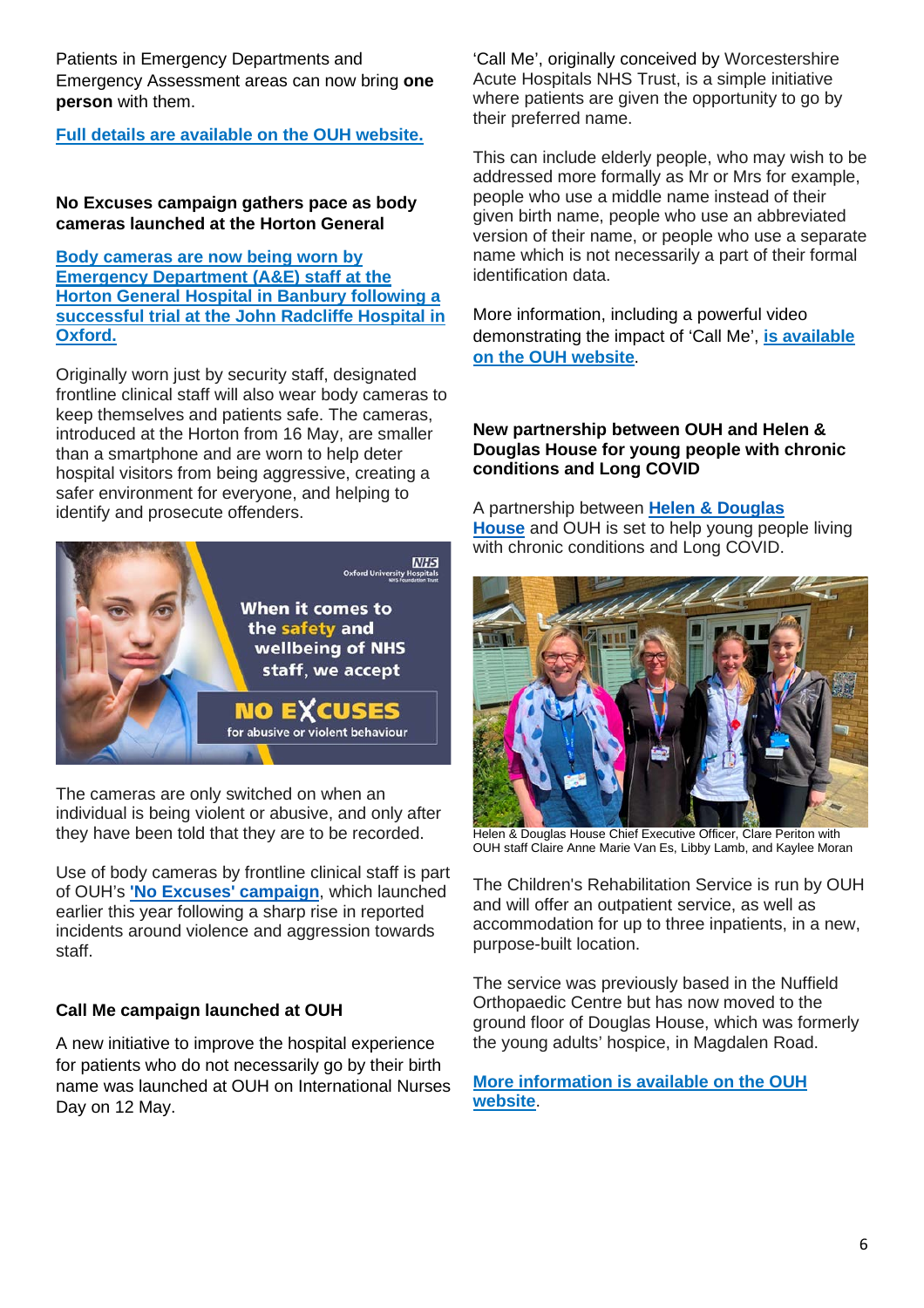Patients in Emergency Departments and Emergency Assessment areas can now bring **one person** with them.

**Full details are available on the OUH website.**

### No Excuses campaign gathers pace as body cameras launched at the Horton General

**Body cameras are now being worn by Emergency Department (A&E) staff at the Horton General Hospital in Banbury following a successful trial at the John Radcliffe Hospital in Oxford.**

Originally worn just by security staff, designated frontline clinical staff will also wear body cameras to keep themselves and patients safe. The cameras, introduced at the Horton from 16 May, are smaller than a smartphone and are worn to help deter hospital visitors from being aggressive, creating a safer environment for everyone, and helping to identify and prosecute offenders.

The cameras are only switched on when an individual is being violent or abusive, and only after they have been told that they are to be recorded.

Use of body cameras by frontline clinical staff is part of OUH's **'No Excuses' campaign**, which launched earlier this year following a sharp rise in reported incidents around violence and aggression towards staff.

### Call Me campaign launched at OUH

A new initiative to improve the hospital experience for patients who do not necessarily go by their birth name was launched at OUH on International Nurses Day on 12 May.

'Call Me', originally conceived by Worcestershire Acute Hospitals NHS Trust, is a simple initiative where patients are given the opportunity to go by their preferred name.

This can include elderly people, who may wish to be addressed more formally as Mr or Mrs for example, people who use a middle name instead of their given birth name, people who use an abbreviated version of their name, or people who use a separate name which is not necessarily a part of their formal identification data.

More information, including a powerful video demonstrating the impact of 'Call Me', **is available on the OUH website**.

### New partnership between OUH and Helen & Douglas House for young people with chronic conditions and Long COVID

A partnership between **Helen & Douglas House** and OUH is set to help young people living with chronic conditions and Long COVID.

Helen & Douglas House Chief Executive Officer, Clare Periton with OUH staff Claire Anne Marie Van Es, Libby Lamb, and Kaylee Moran

The Children's Rehabilitation Service is run by OUH and will offer an outpatient service, as well as accommodation for up to three inpatients, in a new, purpose-built location.

The service was previously based in the Nuffield Orthopaedic Centre but has now moved to the ground floor of Douglas House, which was formerly the young adults' hospice, in Magdalen Road.

**More information is available on the OUH website**.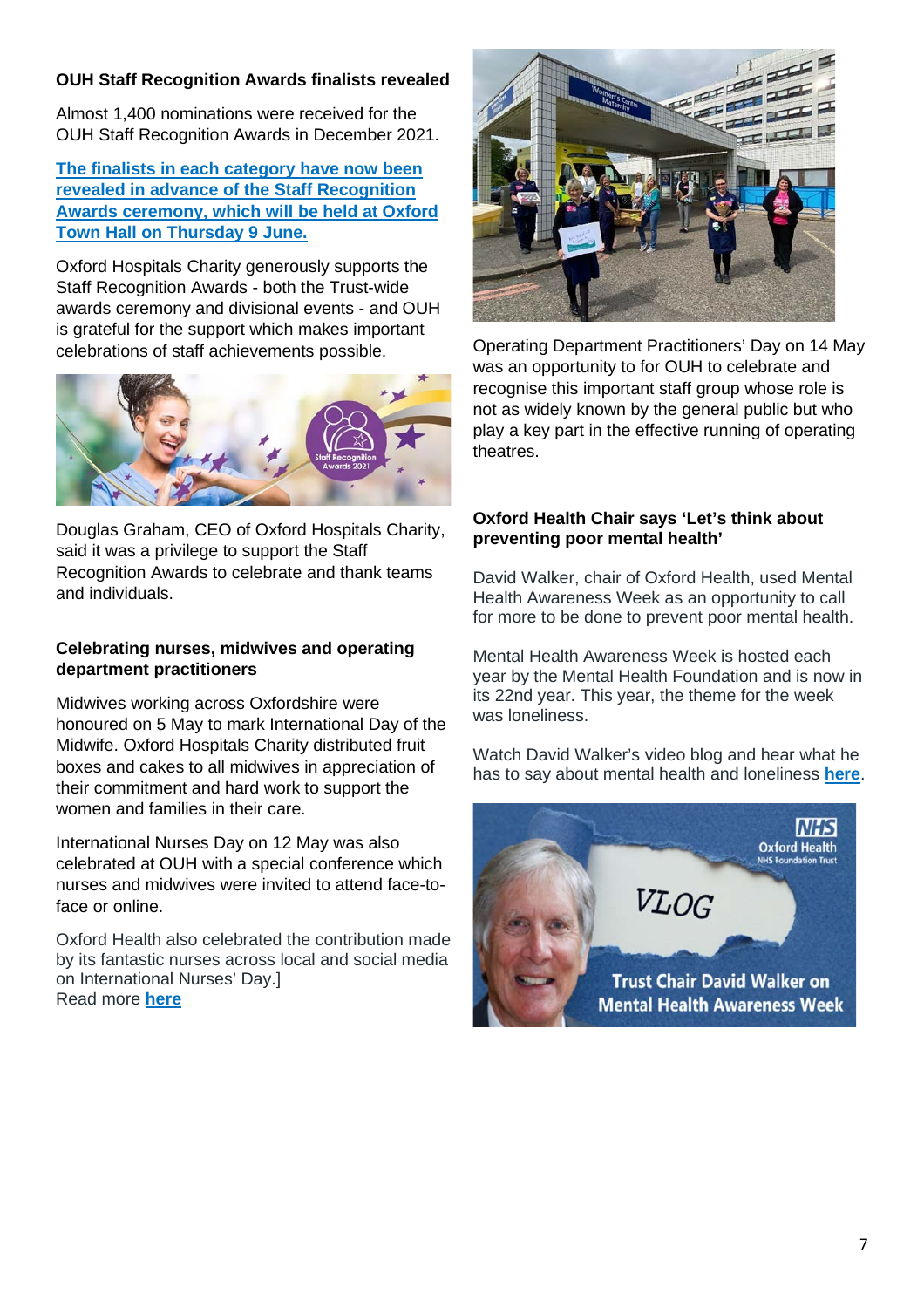### OUH Staff Recognition Awards finalists revealed

Almost 1,400 nominations were received for the OUH Staff Recognition Awards in December 2021.

**The finalists in each category have now been revealed in advance of the Staff Recognition Awards ceremony, which will be held at Oxford Town Hall on Thursday 9 June.**

Oxford Hospitals Charity generously supports the Staff Recognition Awards - both the Trust-wide awards ceremony and divisional events - and OUH is grateful for the support which makes important celebrations of staff achievements possible.

Douglas Graham, CEO of Oxford Hospitals Charity, said it was a privilege to support the Staff Recognition Awards to celebrate and thank teams and individuals.

### Celebrating nurses, midwives and operating department practitioners

Midwives working across Oxfordshire were honoured on 5 May to mark International Day of the Midwife. Oxford Hospitals Charity distributed fruit boxes and cakes to all midwives in appreciation of their commitment and hard work to support the women and families in their care.

International Nurses Day on 12 May was also celebrated at OUH with a special conference which nurses and midwives were invited to attend face-to-face or online.

Oxford Health also celebrated the contribution made by its fantastic nurses across local and social media on International Nurses' Day.]
Read more **here**

Operating Department Practitioners' Day on 14 May was an opportunity to for OUH to celebrate and recognise this important staff group whose role is not as widely known by the general public but who play a key part in the effective running of operating theatres.

### Oxford Health Chair says 'Let's think about preventing poor mental health'

David Walker, chair of Oxford Health, used Mental Health Awareness Week as an opportunity to call for more to be done to prevent poor mental health.

Mental Health Awareness Week is hosted each year by the Mental Health Foundation and is now in its 22nd year. This year, the theme for the week was loneliness.

Watch David Walker's video blog and hear what he has to say about mental health and loneliness **here**.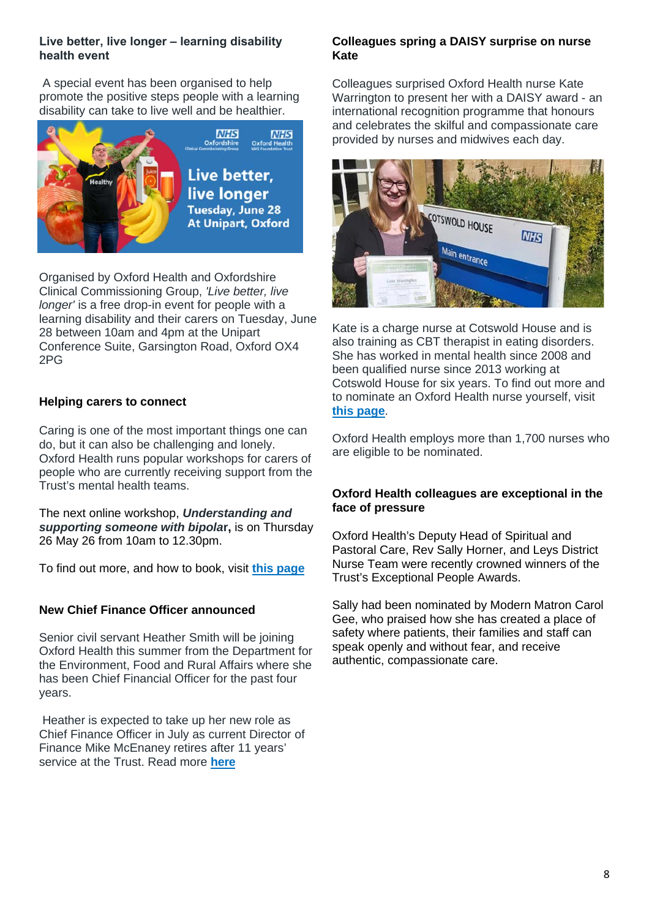### Live better, live longer – learning disability health event

A special event has been organised to help promote the positive steps people with a learning disability can take to live well and be healthier.

Organised by Oxford Health and Oxfordshire Clinical Commissioning Group, *'Live better, live longer'* is a free drop-in event for people with a learning disability and their carers on Tuesday, June 28 between 10am and 4pm at the Unipart Conference Suite, Garsington Road, Oxford OX4 2PG

### Helping carers to connect

Caring is one of the most important things one can do, but it can also be challenging and lonely. Oxford Health runs popular workshops for carers of people who are currently receiving support from the Trust's mental health teams.

The next online workshop, ***Understanding and supporting someone with bipolar***, is on Thursday 26 May 26 from 10am to 12.30pm.

To find out more, and how to book, visit **this page**

### New Chief Finance Officer announced

Senior civil servant Heather Smith will be joining Oxford Health this summer from the Department for the Environment, Food and Rural Affairs where she has been Chief Financial Officer for the past four years.

Heather is expected to take up her new role as Chief Finance Officer in July as current Director of Finance Mike McEnaney retires after 11 years' service at the Trust. Read more **here**

### Colleagues spring a DAISY surprise on nurse Kate

Colleagues surprised Oxford Health nurse Kate Warrington to present her with a DAISY award - an international recognition programme that honours and celebrates the skilful and compassionate care provided by nurses and midwives each day.

Kate is a charge nurse at Cotswold House and is also training as CBT therapist in eating disorders. She has worked in mental health since 2008 and been qualified nurse since 2013 working at Cotswold House for six years. To find out more and to nominate an Oxford Health nurse yourself, visit **this page**.

Oxford Health employs more than 1,700 nurses who are eligible to be nominated.

### Oxford Health colleagues are exceptional in the face of pressure

Oxford Health's Deputy Head of Spiritual and Pastoral Care, Rev Sally Horner, and Leys District Nurse Team were recently crowned winners of the Trust's Exceptional People Awards.

Sally had been nominated by Modern Matron Carol Gee, who praised how she has created a place of safety where patients, their families and staff can speak openly and without fear, and receive authentic, compassionate care.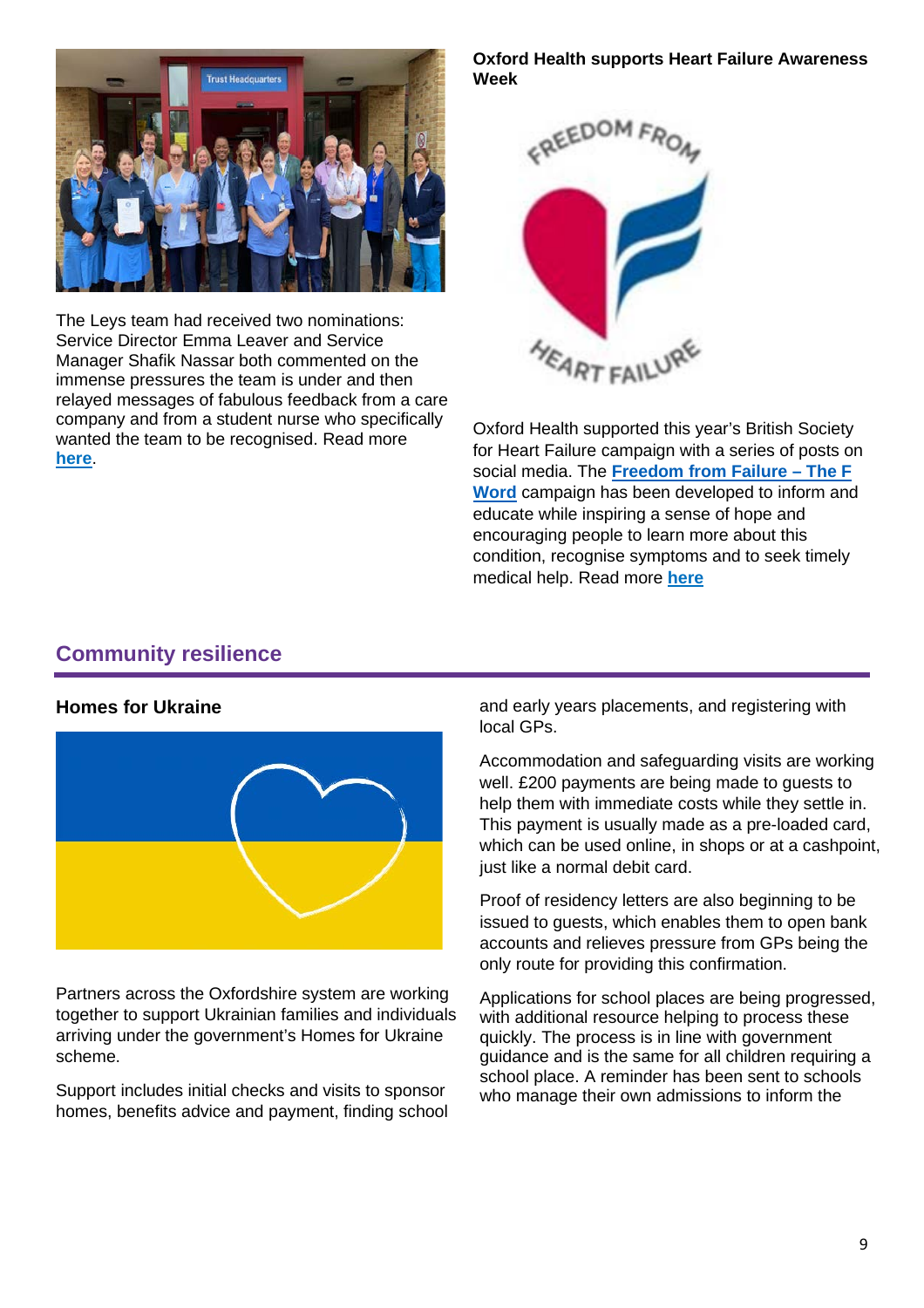The Leys team had received two nominations: Service Director Emma Leaver and Service Manager Shafik Nassar both commented on the immense pressures the team is under and then relayed messages of fabulous feedback from a care company and from a student nurse who specifically wanted the team to be recognised. Read more **here**.

**Oxford Health supports Heart Failure Awareness Week**

Oxford Health supported this year's British Society for Heart Failure campaign with a series of posts on social media. The **Freedom from Failure – The F Word** campaign has been developed to inform and educate while inspiring a sense of hope and encouraging people to learn more about this condition, recognise symptoms and to seek timely medical help. Read more **here**

## Community resilience

### Homes for Ukraine

Partners across the Oxfordshire system are working together to support Ukrainian families and individuals arriving under the government's Homes for Ukraine scheme.

Support includes initial checks and visits to sponsor homes, benefits advice and payment, finding school and early years placements, and registering with local GPs.

Accommodation and safeguarding visits are working well. £200 payments are being made to guests to help them with immediate costs while they settle in. This payment is usually made as a pre-loaded card, which can be used online, in shops or at a cashpoint, just like a normal debit card.

Proof of residency letters are also beginning to be issued to guests, which enables them to open bank accounts and relieves pressure from GPs being the only route for providing this confirmation.

Applications for school places are being progressed, with additional resource helping to process these quickly. The process is in line with government guidance and is the same for all children requiring a school place. A reminder has been sent to schools who manage their own admissions to inform the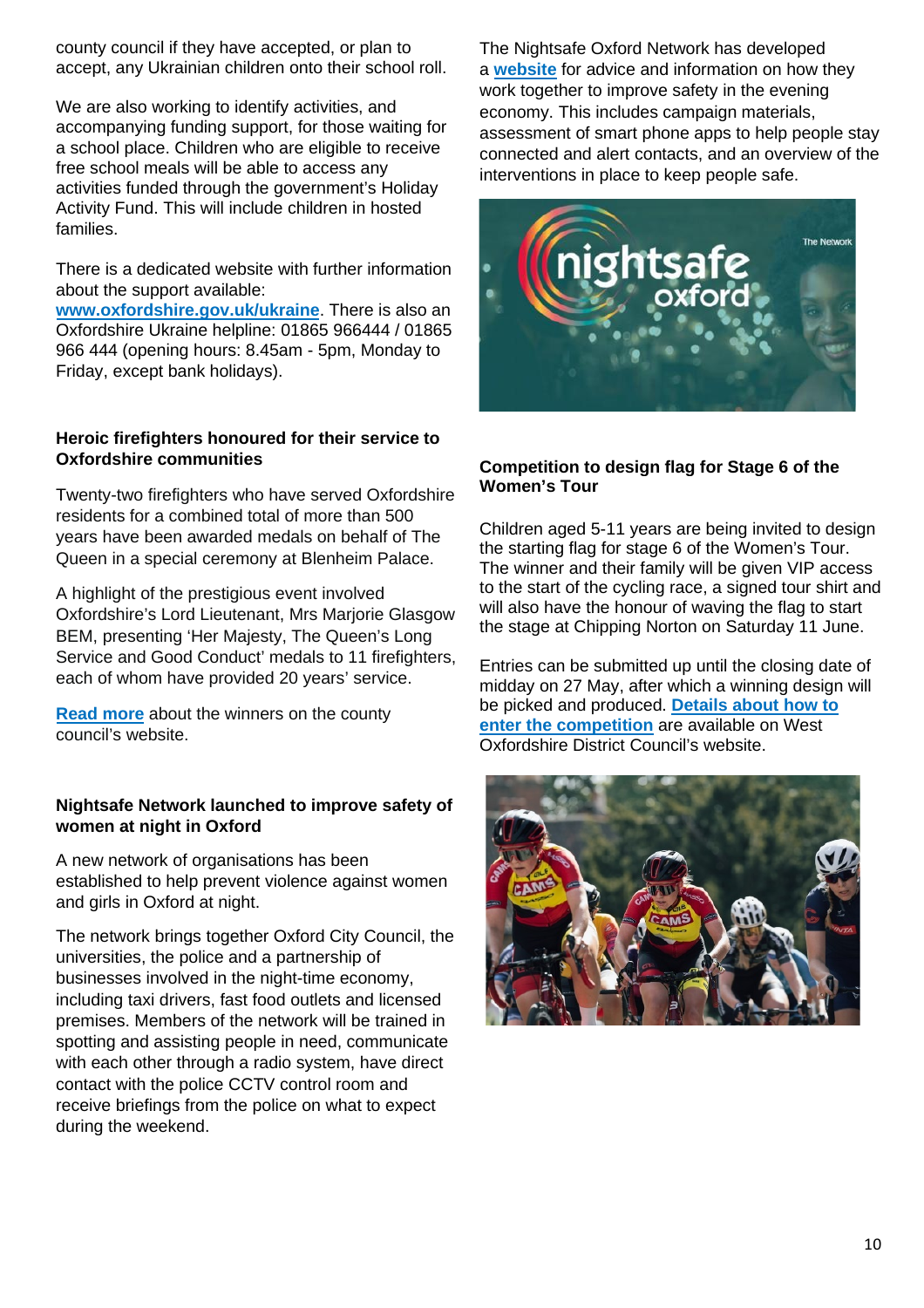county council if they have accepted, or plan to accept, any Ukrainian children onto their school roll.

We are also working to identify activities, and accompanying funding support, for those waiting for a school place. Children who are eligible to receive free school meals will be able to access any activities funded through the government's Holiday Activity Fund. This will include children in hosted families.

There is a dedicated website with further information about the support available: **www.oxfordshire.gov.uk/ukraine**. There is also an Oxfordshire Ukraine helpline: 01865 966444 / 01865 966 444 (opening hours: 8.45am - 5pm, Monday to Friday, except bank holidays).

### Heroic firefighters honoured for their service to Oxfordshire communities

Twenty-two firefighters who have served Oxfordshire residents for a combined total of more than 500 years have been awarded medals on behalf of The Queen in a special ceremony at Blenheim Palace.

A highlight of the prestigious event involved Oxfordshire's Lord Lieutenant, Mrs Marjorie Glasgow BEM, presenting 'Her Majesty, The Queen's Long Service and Good Conduct' medals to 11 firefighters, each of whom have provided 20 years' service.

**Read more** about the winners on the county council's website.

### Nightsafe Network launched to improve safety of women at night in Oxford

A new network of organisations has been established to help prevent violence against women and girls in Oxford at night.

The network brings together Oxford City Council, the universities, the police and a partnership of businesses involved in the night-time economy, including taxi drivers, fast food outlets and licensed premises. Members of the network will be trained in spotting and assisting people in need, communicate with each other through a radio system, have direct contact with the police CCTV control room and receive briefings from the police on what to expect during the weekend.

The Nightsafe Oxford Network has developed a **website** for advice and information on how they work together to improve safety in the evening economy. This includes campaign materials, assessment of smart phone apps to help people stay connected and alert contacts, and an overview of the interventions in place to keep people safe.

### Competition to design flag for Stage 6 of the Women's Tour

Children aged 5-11 years are being invited to design the starting flag for stage 6 of the Women's Tour. The winner and their family will be given VIP access to the start of the cycling race, a signed tour shirt and will also have the honour of waving the flag to start the stage at Chipping Norton on Saturday 11 June.

Entries can be submitted up until the closing date of midday on 27 May, after which a winning design will be picked and produced. **Details about how to enter the competition** are available on West Oxfordshire District Council's website.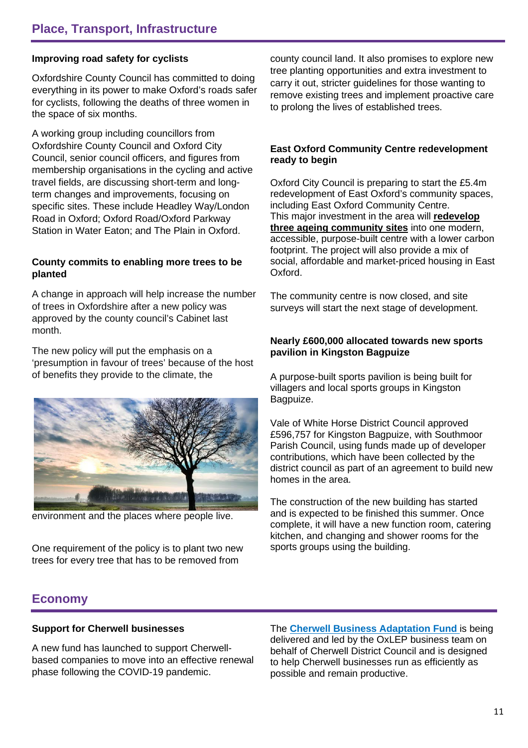## Place, Transport, Infrastructure

**Improving road safety for cyclists**

Oxfordshire County Council has committed to doing everything in its power to make Oxford's roads safer for cyclists, following the deaths of three women in the space of six months.

A working group including councillors from Oxfordshire County Council and Oxford City Council, senior council officers, and figures from membership organisations in the cycling and active travel fields, are discussing short-term and long-term changes and improvements, focusing on specific sites. These include Headley Way/London Road in Oxford; Oxford Road/Oxford Parkway Station in Water Eaton; and The Plain in Oxford.

**County commits to enabling more trees to be planted**

A change in approach will help increase the number of trees in Oxfordshire after a new policy was approved by the county council's Cabinet last month.

The new policy will put the emphasis on a 'presumption in favour of trees' because of the host of benefits they provide to the climate, the environment and the places where people live.

One requirement of the policy is to plant two new trees for every tree that has to be removed from county council land. It also promises to explore new tree planting opportunities and extra investment to carry it out, stricter guidelines for those wanting to remove existing trees and implement proactive care to prolong the lives of established trees.

**East Oxford Community Centre redevelopment ready to begin**

Oxford City Council is preparing to start the £5.4m redevelopment of East Oxford's community spaces, including East Oxford Community Centre.
This major investment in the area will **redevelop three ageing community sites** into one modern, accessible, purpose-built centre with a lower carbon footprint. The project will also provide a mix of social, affordable and market-priced housing in East Oxford.

The community centre is now closed, and site surveys will start the next stage of development.

**Nearly £600,000 allocated towards new sports pavilion in Kingston Bagpuize**

A purpose-built sports pavilion is being built for villagers and local sports groups in Kingston Bagpuize.

Vale of White Horse District Council approved £596,757 for Kingston Bagpuize, with Southmoor Parish Council, using funds made up of developer contributions, which have been collected by the district council as part of an agreement to build new homes in the area.

The construction of the new building has started and is expected to be finished this summer. Once complete, it will have a new function room, catering kitchen, and changing and shower rooms for the sports groups using the building.

## Economy

**Support for Cherwell businesses**

A new fund has launched to support Cherwell-based companies to move into an effective renewal phase following the COVID-19 pandemic.

The **Cherwell Business Adaptation Fund** is being delivered and led by the OxLEP business team on behalf of Cherwell District Council and is designed to help Cherwell businesses run as efficiently as possible and remain productive.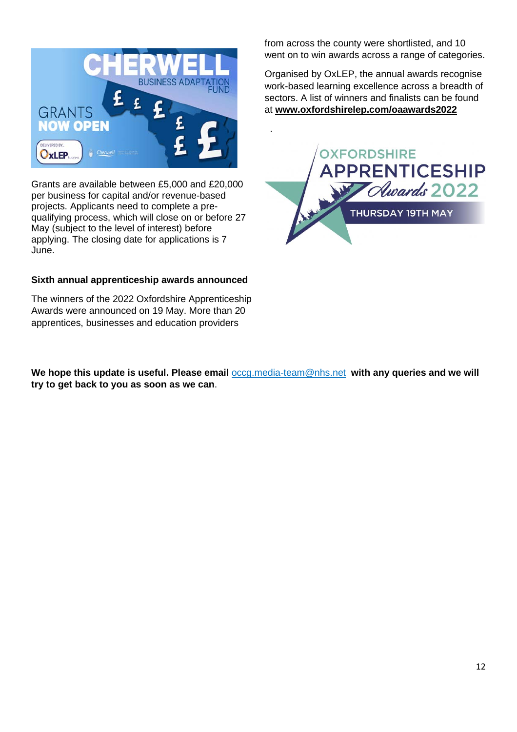Grants are available between £5,000 and £20,000 per business for capital and/or revenue-based projects. Applicants need to complete a pre-qualifying process, which will close on or before 27 May (subject to the level of interest) before applying. The closing date for applications is 7 June.

### Sixth annual apprenticeship awards announced

The winners of the 2022 Oxfordshire Apprenticeship Awards were announced on 19 May. More than 20 apprentices, businesses and education providers from across the county were shortlisted, and 10 went on to win awards across a range of categories.

Organised by OxLEP, the annual awards recognise work-based learning excellence across a breadth of sectors. A list of winners and finalists can be found at **www.oxfordshirelep.com/oaawards2022**

**We hope this update is useful. Please email** occg.media-team@nhs.net **with any queries and we will try to get back to you as soon as we can**.